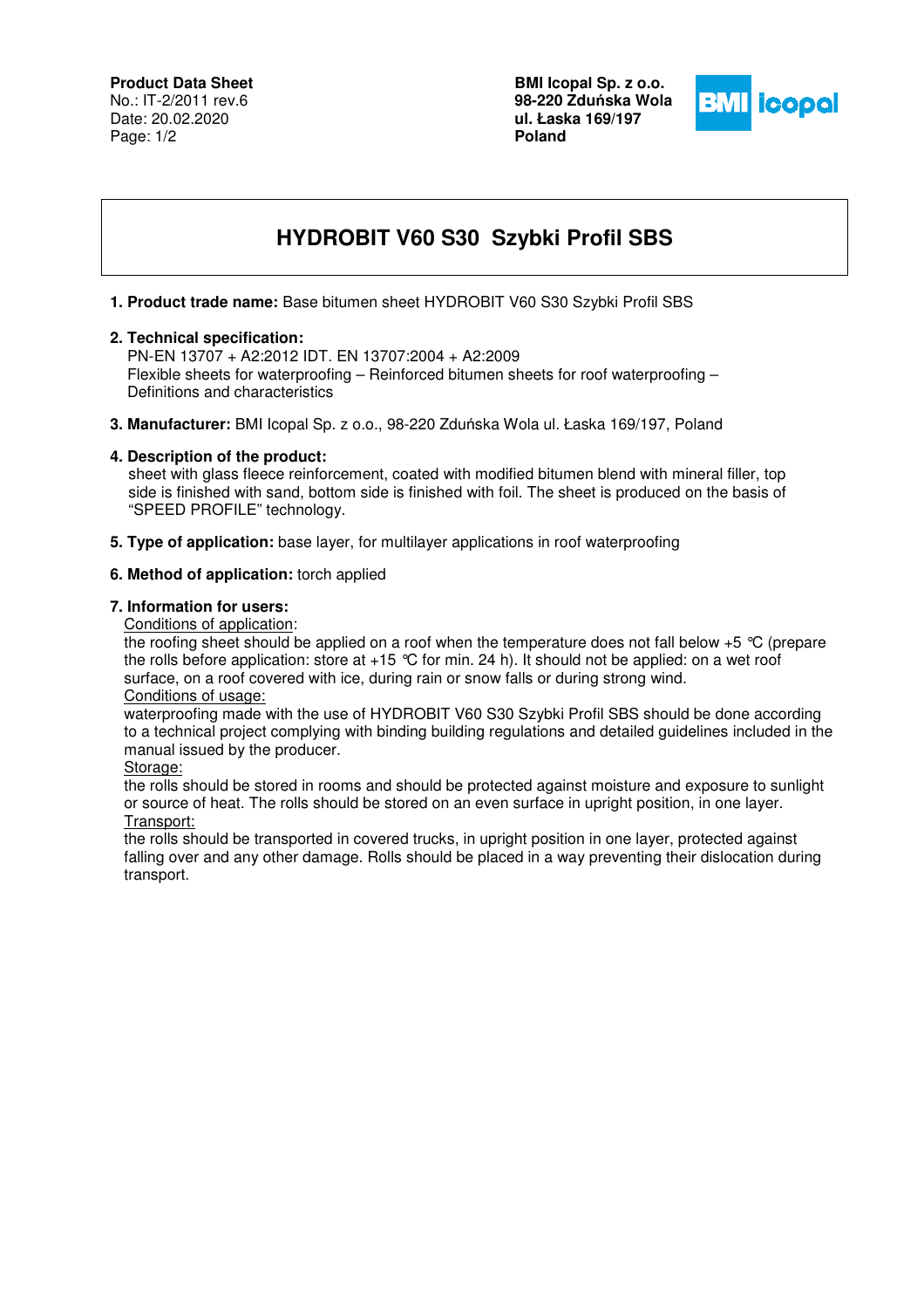**Product Data Sheet**
No.: IT-2/2011 rev.6
Date: 20.02.2020

**BMI Icopal Sp. z o.o.**
**98-220 Zduńska Wola**
**ul. Łaska 169/197**
**Poland**

# HYDROBIT V60 S30 Szybki Profil SBS

1. **Product trade name:** Base bitumen sheet HYDROBIT V60 S30 Szybki Profil SBS

2. **Technical specification:**
   PN-EN 13707 + A2:2012 IDT. EN 13707:2004 + A2:2009
   Flexible sheets for waterproofing – Reinforced bitumen sheets for roof waterproofing – Definitions and characteristics

3. **Manufacturer:** BMI Icopal Sp. z o.o., 98-220 Zduńska Wola ul. Łaska 169/197, Poland

4. **Description of the product:**
   sheet with glass fleece reinforcement, coated with modified bitumen blend with mineral filler, top side is finished with sand, bottom side is finished with foil. The sheet is produced on the basis of "SPEED PROFILE" technology.

5. **Type of application:** base layer, for multilayer applications in roof waterproofing

6. **Method of application:** torch applied

7. **Information for users:**

   Conditions of application:
   the roofing sheet should be applied on a roof when the temperature does not fall below +5 °C (prepare the rolls before application: store at +15 °C for min. 24 h). It should not be applied: on a wet roof surface, on a roof covered with ice, during rain or snow falls or during strong wind.

   Conditions of usage:
   waterproofing made with the use of HYDROBIT V60 S30 Szybki Profil SBS should be done according to a technical project complying with binding building regulations and detailed guidelines included in the manual issued by the producer.

   Storage:
   the rolls should be stored in rooms and should be protected against moisture and exposure to sunlight or source of heat. The rolls should be stored on an even surface in upright position, in one layer.

   Transport:
   the rolls should be transported in covered trucks, in upright position in one layer, protected against falling over and any other damage. Rolls should be placed in a way preventing their dislocation during transport.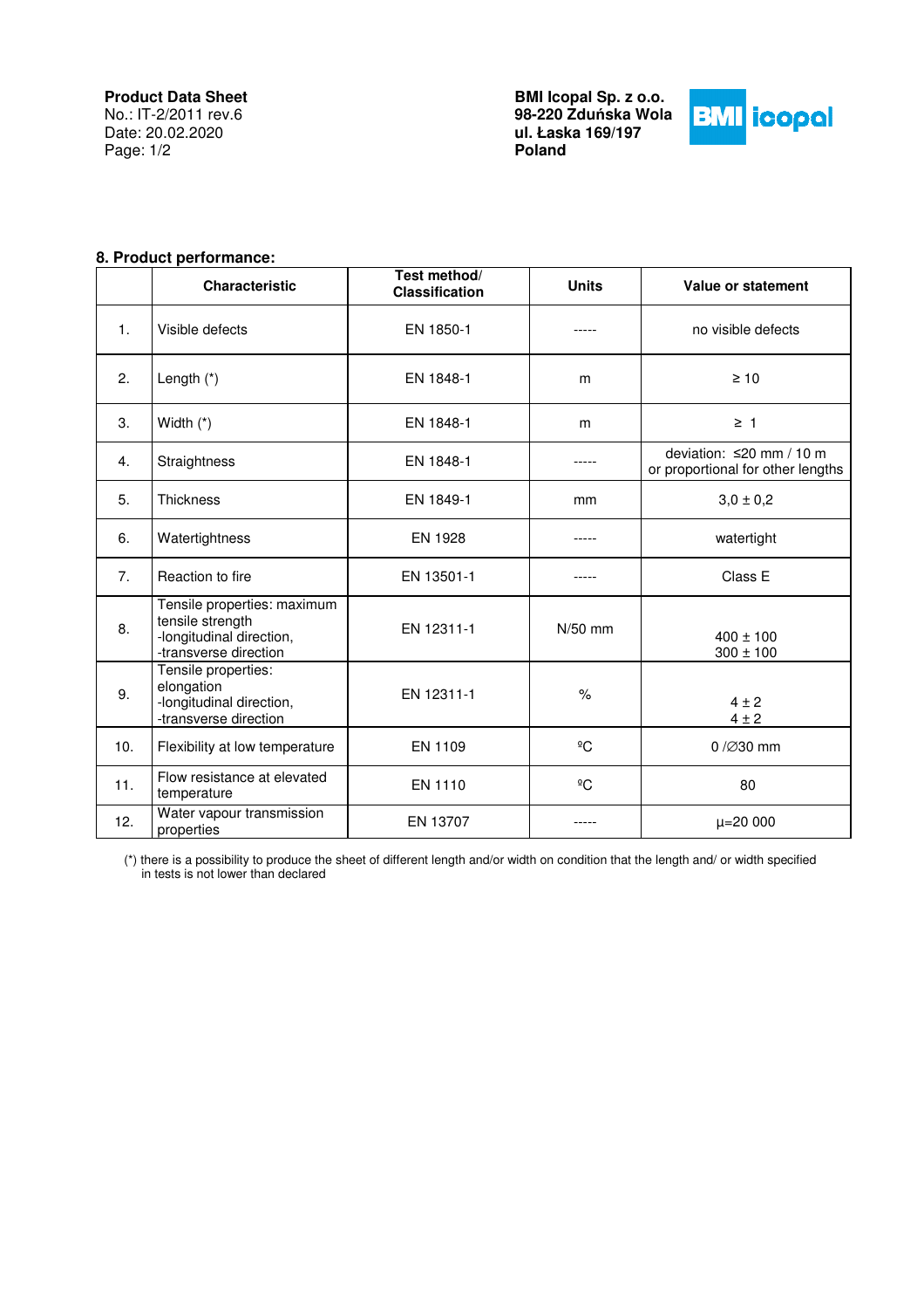**Product Data Sheet**
No.: IT-2/2011 rev.6
Date: 20.02.2020
Page: 1/2

**BMI Icopal Sp. z o.o.**
**98-220 Zduńska Wola**
**ul. Łaska 169/197**
**Poland**

### 8. Product performance:

| | Characteristic | Test method/ Classification | Units | Value or statement |
|---|---|---|---|---|
| 1. | Visible defects | EN 1850-1 | ----- | no visible defects |
| 2. | Length (*) | EN 1848-1 | m | ≥ 10 |
| 3. | Width (*) | EN 1848-1 | m | ≥ 1 |
| 4. | Straightness | EN 1848-1 | ----- | deviation: ≤20 mm / 10 m or proportional for other lengths |
| 5. | Thickness | EN 1849-1 | mm | 3,0 ± 0,2 |
| 6. | Watertightness | EN 1928 | ----- | watertight |
| 7. | Reaction to fire | EN 13501-1 | ----- | Class E |
| 8. | Tensile properties: maximum tensile strength -longitudinal direction, -transverse direction | EN 12311-1 | N/50 mm | 400 ± 100<br>300 ± 100 |
| 9. | Tensile properties: elongation -longitudinal direction, -transverse direction | EN 12311-1 | % | 4 ± 2<br>4 ± 2 |
| 10. | Flexibility at low temperature | EN 1109 | ºC | 0 /∅30 mm |
| 11. | Flow resistance at elevated temperature | EN 1110 | ºC | 80 |
| 12. | Water vapour transmission properties | EN 13707 | ----- | μ=20 000 |

(*) there is a possibility to produce the sheet of different length and/or width on condition that the length and/ or width specified in tests is not lower than declared